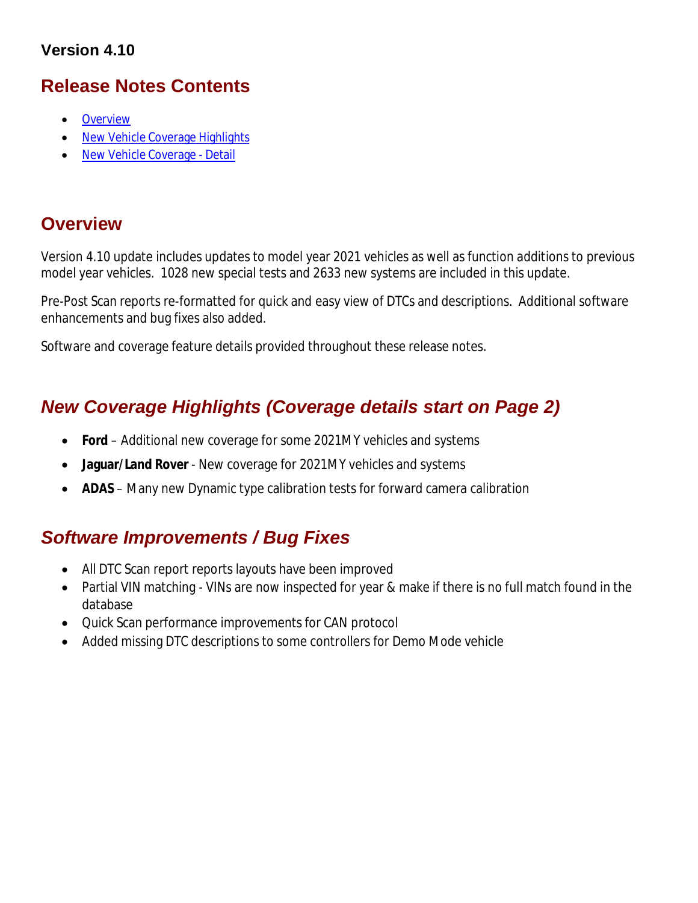## Version 4.10

# Release Notes Contents

- [Overview](#overview)
- [New Vehicle Coverage Highlights](#new-coverage-highlights-coverage-details-start-on-page-2)
- [New Vehicle Coverage - Detail](#)

# Overview

Version 4.10 update includes updates to model year 2021 vehicles as well as function additions to previous model year vehicles. 1028 new special tests and 2633 new systems are included in this update.

Pre-Post Scan reports re-formatted for quick and easy view of DTCs and descriptions. Additional software enhancements and bug fixes also added.

Software and coverage feature details provided throughout these release notes.

# *New Coverage Highlights (Coverage details start on Page 2)*

- **Ford** – Additional new coverage for some 2021MY vehicles and systems
- **Jaguar/Land Rover** - New coverage for 2021MY vehicles and systems
- **ADAS** – Many new Dynamic type calibration tests for forward camera calibration

# *Software Improvements / Bug Fixes*

- All DTC Scan report reports layouts have been improved
- Partial VIN matching - VINs are now inspected for year & make if there is no full match found in the database
- Quick Scan performance improvements for CAN protocol
- Added missing DTC descriptions to some controllers for Demo Mode vehicle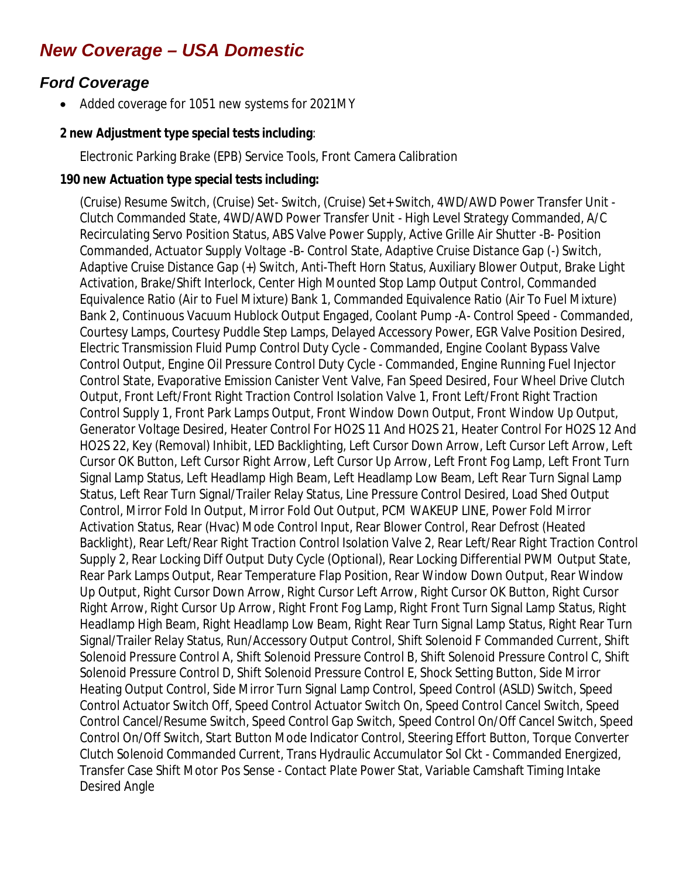# *New Coverage – USA Domestic*

## *Ford Coverage*

- Added coverage for 1051 new systems for 2021MY

**2 new Adjustment type special tests including**:

Electronic Parking Brake (EPB) Service Tools, Front Camera Calibration

**190 new Actuation type special tests including:**

(Cruise) Resume Switch, (Cruise) Set- Switch, (Cruise) Set+ Switch, 4WD/AWD Power Transfer Unit - Clutch Commanded State, 4WD/AWD Power Transfer Unit - High Level Strategy Commanded, A/C Recirculating Servo Position Status, ABS Valve Power Supply, Active Grille Air Shutter -B- Position Commanded, Actuator Supply Voltage -B- Control State, Adaptive Cruise Distance Gap (-) Switch, Adaptive Cruise Distance Gap (+) Switch, Anti-Theft Horn Status, Auxiliary Blower Output, Brake Light Activation, Brake/Shift Interlock, Center High Mounted Stop Lamp Output Control, Commanded Equivalence Ratio (Air to Fuel Mixture) Bank 1, Commanded Equivalence Ratio (Air To Fuel Mixture) Bank 2, Continuous Vacuum Hublock Output Engaged, Coolant Pump -A- Control Speed - Commanded, Courtesy Lamps, Courtesy Puddle Step Lamps, Delayed Accessory Power, EGR Valve Position Desired, Electric Transmission Fluid Pump Control Duty Cycle - Commanded, Engine Coolant Bypass Valve Control Output, Engine Oil Pressure Control Duty Cycle - Commanded, Engine Running Fuel Injector Control State, Evaporative Emission Canister Vent Valve, Fan Speed Desired, Four Wheel Drive Clutch Output, Front Left/Front Right Traction Control Isolation Valve 1, Front Left/Front Right Traction Control Supply 1, Front Park Lamps Output, Front Window Down Output, Front Window Up Output, Generator Voltage Desired, Heater Control For HO2S 11 And HO2S 21, Heater Control For HO2S 12 And HO2S 22, Key (Removal) Inhibit, LED Backlighting, Left Cursor Down Arrow, Left Cursor Left Arrow, Left Cursor OK Button, Left Cursor Right Arrow, Left Cursor Up Arrow, Left Front Fog Lamp, Left Front Turn Signal Lamp Status, Left Headlamp High Beam, Left Headlamp Low Beam, Left Rear Turn Signal Lamp Status, Left Rear Turn Signal/Trailer Relay Status, Line Pressure Control Desired, Load Shed Output Control, Mirror Fold In Output, Mirror Fold Out Output, PCM WAKEUP LINE, Power Fold Mirror Activation Status, Rear (Hvac) Mode Control Input, Rear Blower Control, Rear Defrost (Heated Backlight), Rear Left/Rear Right Traction Control Isolation Valve 2, Rear Left/Rear Right Traction Control Supply 2, Rear Locking Diff Output Duty Cycle (Optional), Rear Locking Differential PWM Output State, Rear Park Lamps Output, Rear Temperature Flap Position, Rear Window Down Output, Rear Window Up Output, Right Cursor Down Arrow, Right Cursor Left Arrow, Right Cursor OK Button, Right Cursor Right Arrow, Right Cursor Up Arrow, Right Front Fog Lamp, Right Front Turn Signal Lamp Status, Right Headlamp High Beam, Right Headlamp Low Beam, Right Rear Turn Signal Lamp Status, Right Rear Turn Signal/Trailer Relay Status, Run/Accessory Output Control, Shift Solenoid F Commanded Current, Shift Solenoid Pressure Control A, Shift Solenoid Pressure Control B, Shift Solenoid Pressure Control C, Shift Solenoid Pressure Control D, Shift Solenoid Pressure Control E, Shock Setting Button, Side Mirror Heating Output Control, Side Mirror Turn Signal Lamp Control, Speed Control (ASLD) Switch, Speed Control Actuator Switch Off, Speed Control Actuator Switch On, Speed Control Cancel Switch, Speed Control Cancel/Resume Switch, Speed Control Gap Switch, Speed Control On/Off Cancel Switch, Speed Control On/Off Switch, Start Button Mode Indicator Control, Steering Effort Button, Torque Converter Clutch Solenoid Commanded Current, Trans Hydraulic Accumulator Sol Ckt - Commanded Energized, Transfer Case Shift Motor Pos Sense - Contact Plate Power Stat, Variable Camshaft Timing Intake Desired Angle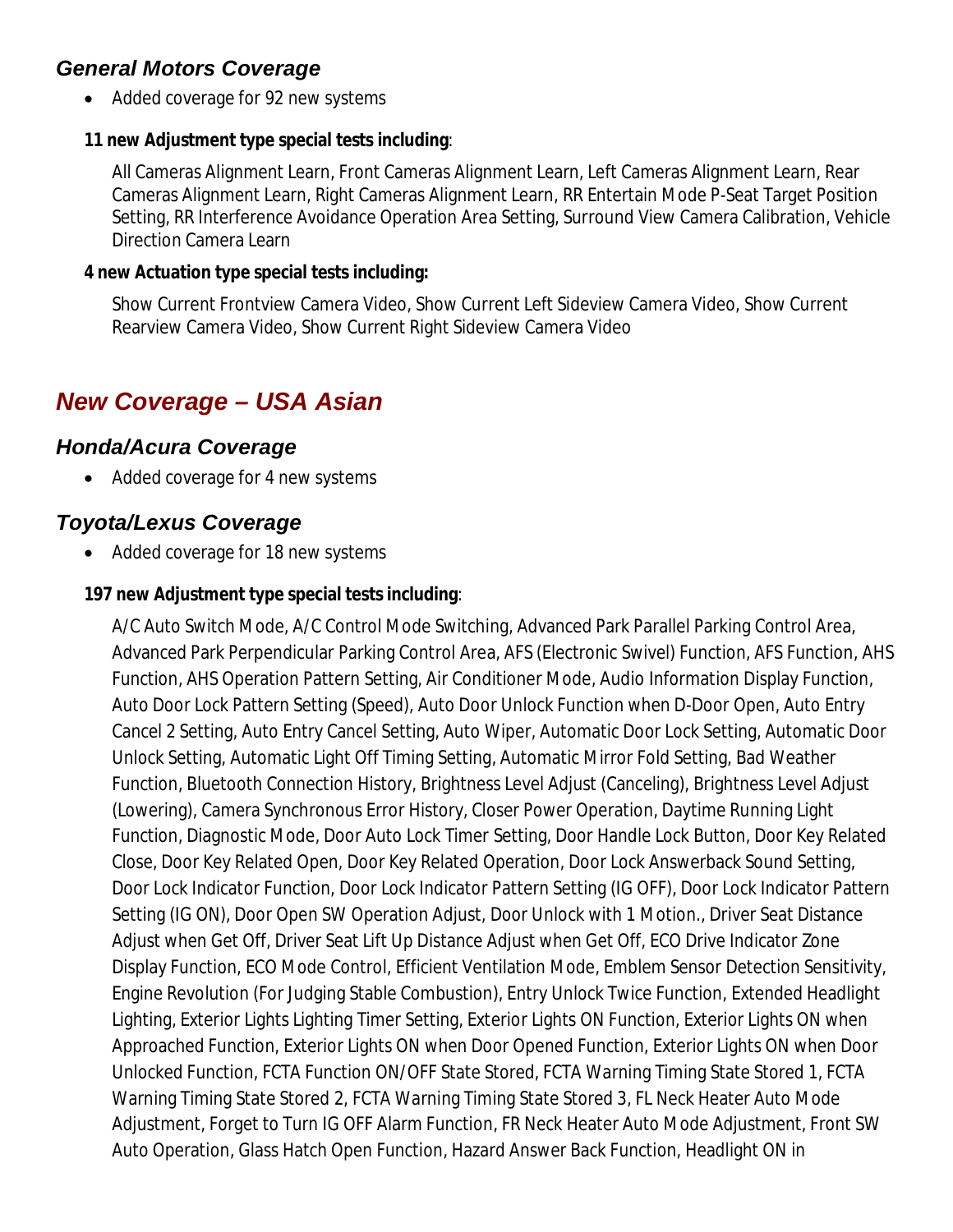### General Motors Coverage

- Added coverage for 92 new systems

**11 new Adjustment type special tests including**:

All Cameras Alignment Learn, Front Cameras Alignment Learn, Left Cameras Alignment Learn, Rear Cameras Alignment Learn, Right Cameras Alignment Learn, RR Entertain Mode P-Seat Target Position Setting, RR Interference Avoidance Operation Area Setting, Surround View Camera Calibration, Vehicle Direction Camera Learn

**4 new Actuation type special tests including:**

Show Current Frontview Camera Video, Show Current Left Sideview Camera Video, Show Current Rearview Camera Video, Show Current Right Sideview Camera Video

## New Coverage – USA Asian

### Honda/Acura Coverage

- Added coverage for 4 new systems

### Toyota/Lexus Coverage

- Added coverage for 18 new systems

**197 new Adjustment type special tests including**:

A/C Auto Switch Mode, A/C Control Mode Switching, Advanced Park Parallel Parking Control Area, Advanced Park Perpendicular Parking Control Area, AFS (Electronic Swivel) Function, AFS Function, AHS Function, AHS Operation Pattern Setting, Air Conditioner Mode, Audio Information Display Function, Auto Door Lock Pattern Setting (Speed), Auto Door Unlock Function when D-Door Open, Auto Entry Cancel 2 Setting, Auto Entry Cancel Setting, Auto Wiper, Automatic Door Lock Setting, Automatic Door Unlock Setting, Automatic Light Off Timing Setting, Automatic Mirror Fold Setting, Bad Weather Function, Bluetooth Connection History, Brightness Level Adjust (Canceling), Brightness Level Adjust (Lowering), Camera Synchronous Error History, Closer Power Operation, Daytime Running Light Function, Diagnostic Mode, Door Auto Lock Timer Setting, Door Handle Lock Button, Door Key Related Close, Door Key Related Open, Door Key Related Operation, Door Lock Answerback Sound Setting, Door Lock Indicator Function, Door Lock Indicator Pattern Setting (IG OFF), Door Lock Indicator Pattern Setting (IG ON), Door Open SW Operation Adjust, Door Unlock with 1 Motion., Driver Seat Distance Adjust when Get Off, Driver Seat Lift Up Distance Adjust when Get Off, ECO Drive Indicator Zone Display Function, ECO Mode Control, Efficient Ventilation Mode, Emblem Sensor Detection Sensitivity, Engine Revolution (For Judging Stable Combustion), Entry Unlock Twice Function, Extended Headlight Lighting, Exterior Lights Lighting Timer Setting, Exterior Lights ON Function, Exterior Lights ON when Approached Function, Exterior Lights ON when Door Opened Function, Exterior Lights ON when Door Unlocked Function, FCTA Function ON/OFF State Stored, FCTA Warning Timing State Stored 1, FCTA Warning Timing State Stored 2, FCTA Warning Timing State Stored 3, FL Neck Heater Auto Mode Adjustment, Forget to Turn IG OFF Alarm Function, FR Neck Heater Auto Mode Adjustment, Front SW Auto Operation, Glass Hatch Open Function, Hazard Answer Back Function, Headlight ON in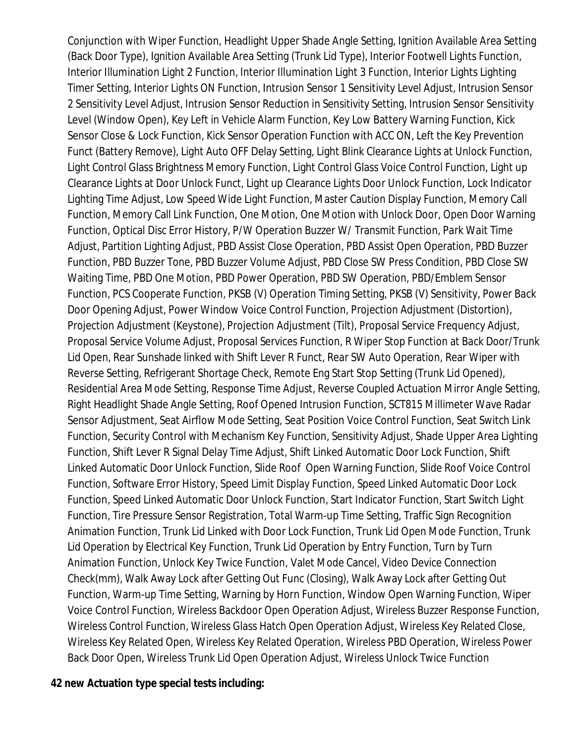Conjunction with Wiper Function, Headlight Upper Shade Angle Setting, Ignition Available Area Setting (Back Door Type), Ignition Available Area Setting (Trunk Lid Type), Interior Footwell Lights Function, Interior Illumination Light 2 Function, Interior Illumination Light 3 Function, Interior Lights Lighting Timer Setting, Interior Lights ON Function, Intrusion Sensor 1 Sensitivity Level Adjust, Intrusion Sensor 2 Sensitivity Level Adjust, Intrusion Sensor Reduction in Sensitivity Setting, Intrusion Sensor Sensitivity Level (Window Open), Key Left in Vehicle Alarm Function, Key Low Battery Warning Function, Kick Sensor Close & Lock Function, Kick Sensor Operation Function with ACC ON, Left the Key Prevention Funct (Battery Remove), Light Auto OFF Delay Setting, Light Blink Clearance Lights at Unlock Function, Light Control Glass Brightness Memory Function, Light Control Glass Voice Control Function, Light up Clearance Lights at Door Unlock Funct, Light up Clearance Lights Door Unlock Function, Lock Indicator Lighting Time Adjust, Low Speed Wide Light Function, Master Caution Display Function, Memory Call Function, Memory Call Link Function, One Motion, One Motion with Unlock Door, Open Door Warning Function, Optical Disc Error History, P/W Operation Buzzer W/ Transmit Function, Park Wait Time Adjust, Partition Lighting Adjust, PBD Assist Close Operation, PBD Assist Open Operation, PBD Buzzer Function, PBD Buzzer Tone, PBD Buzzer Volume Adjust, PBD Close SW Press Condition, PBD Close SW Waiting Time, PBD One Motion, PBD Power Operation, PBD SW Operation, PBD/Emblem Sensor Function, PCS Cooperate Function, PKSB (V) Operation Timing Setting, PKSB (V) Sensitivity, Power Back Door Opening Adjust, Power Window Voice Control Function, Projection Adjustment (Distortion), Projection Adjustment (Keystone), Projection Adjustment (Tilt), Proposal Service Frequency Adjust, Proposal Service Volume Adjust, Proposal Services Function, R Wiper Stop Function at Back Door/Trunk Lid Open, Rear Sunshade linked with Shift Lever R Funct, Rear SW Auto Operation, Rear Wiper with Reverse Setting, Refrigerant Shortage Check, Remote Eng Start Stop Setting (Trunk Lid Opened), Residential Area Mode Setting, Response Time Adjust, Reverse Coupled Actuation Mirror Angle Setting, Right Headlight Shade Angle Setting, Roof Opened Intrusion Function, SCT815 Millimeter Wave Radar Sensor Adjustment, Seat Airflow Mode Setting, Seat Position Voice Control Function, Seat Switch Link Function, Security Control with Mechanism Key Function, Sensitivity Adjust, Shade Upper Area Lighting Function, Shift Lever R Signal Delay Time Adjust, Shift Linked Automatic Door Lock Function, Shift Linked Automatic Door Unlock Function, Slide Roof Open Warning Function, Slide Roof Voice Control Function, Software Error History, Speed Limit Display Function, Speed Linked Automatic Door Lock Function, Speed Linked Automatic Door Unlock Function, Start Indicator Function, Start Switch Light Function, Tire Pressure Sensor Registration, Total Warm-up Time Setting, Traffic Sign Recognition Animation Function, Trunk Lid Linked with Door Lock Function, Trunk Lid Open Mode Function, Trunk Lid Operation by Electrical Key Function, Trunk Lid Operation by Entry Function, Turn by Turn Animation Function, Unlock Key Twice Function, Valet Mode Cancel, Video Device Connection Check(mm), Walk Away Lock after Getting Out Func (Closing), Walk Away Lock after Getting Out Function, Warm-up Time Setting, Warning by Horn Function, Window Open Warning Function, Wiper Voice Control Function, Wireless Backdoor Open Operation Adjust, Wireless Buzzer Response Function, Wireless Control Function, Wireless Glass Hatch Open Operation Adjust, Wireless Key Related Close, Wireless Key Related Open, Wireless Key Related Operation, Wireless PBD Operation, Wireless Power Back Door Open, Wireless Trunk Lid Open Operation Adjust, Wireless Unlock Twice Function

**42 new Actuation type special tests including:**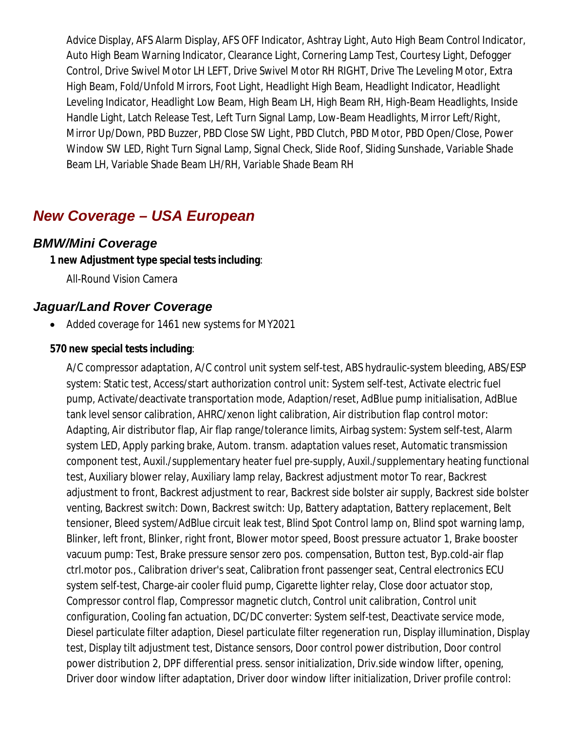Advice Display, AFS Alarm Display, AFS OFF Indicator, Ashtray Light, Auto High Beam Control Indicator, Auto High Beam Warning Indicator, Clearance Light, Cornering Lamp Test, Courtesy Light, Defogger Control, Drive Swivel Motor LH LEFT, Drive Swivel Motor RH RIGHT, Drive The Leveling Motor, Extra High Beam, Fold/Unfold Mirrors, Foot Light, Headlight High Beam, Headlight Indicator, Headlight Leveling Indicator, Headlight Low Beam, High Beam LH, High Beam RH, High-Beam Headlights, Inside Handle Light, Latch Release Test, Left Turn Signal Lamp, Low-Beam Headlights, Mirror Left/Right, Mirror Up/Down, PBD Buzzer, PBD Close SW Light, PBD Clutch, PBD Motor, PBD Open/Close, Power Window SW LED, Right Turn Signal Lamp, Signal Check, Slide Roof, Sliding Sunshade, Variable Shade Beam LH, Variable Shade Beam LH/RH, Variable Shade Beam RH

## *New Coverage – USA European*

### *BMW/Mini Coverage*

**1 new Adjustment type special tests including**:

All-Round Vision Camera

### *Jaguar/Land Rover Coverage*

- Added coverage for 1461 new systems for MY2021

**570 new special tests including**:

A/C compressor adaptation, A/C control unit system self-test, ABS hydraulic-system bleeding, ABS/ESP system: Static test, Access/start authorization control unit: System self-test, Activate electric fuel pump, Activate/deactivate transportation mode, Adaption/reset, AdBlue pump initialisation, AdBlue tank level sensor calibration, AHRC/xenon light calibration, Air distribution flap control motor: Adapting, Air distributor flap, Air flap range/tolerance limits, Airbag system: System self-test, Alarm system LED, Apply parking brake, Autom. transm. adaptation values reset, Automatic transmission component test, Auxil./supplementary heater fuel pre-supply, Auxil./supplementary heating functional test, Auxiliary blower relay, Auxiliary lamp relay, Backrest adjustment motor To rear, Backrest adjustment to front, Backrest adjustment to rear, Backrest side bolster air supply, Backrest side bolster venting, Backrest switch: Down, Backrest switch: Up, Battery adaptation, Battery replacement, Belt tensioner, Bleed system/AdBlue circuit leak test, Blind Spot Control lamp on, Blind spot warning lamp, Blinker, left front, Blinker, right front, Blower motor speed, Boost pressure actuator 1, Brake booster vacuum pump: Test, Brake pressure sensor zero pos. compensation, Button test, Byp.cold-air flap ctrl.motor pos., Calibration driver's seat, Calibration front passenger seat, Central electronics ECU system self-test, Charge-air cooler fluid pump, Cigarette lighter relay, Close door actuator stop, Compressor control flap, Compressor magnetic clutch, Control unit calibration, Control unit configuration, Cooling fan actuation, DC/DC converter: System self-test, Deactivate service mode, Diesel particulate filter adaption, Diesel particulate filter regeneration run, Display illumination, Display test, Display tilt adjustment test, Distance sensors, Door control power distribution, Door control power distribution 2, DPF differential press. sensor initialization, Driv.side window lifter, opening, Driver door window lifter adaptation, Driver door window lifter initialization, Driver profile control: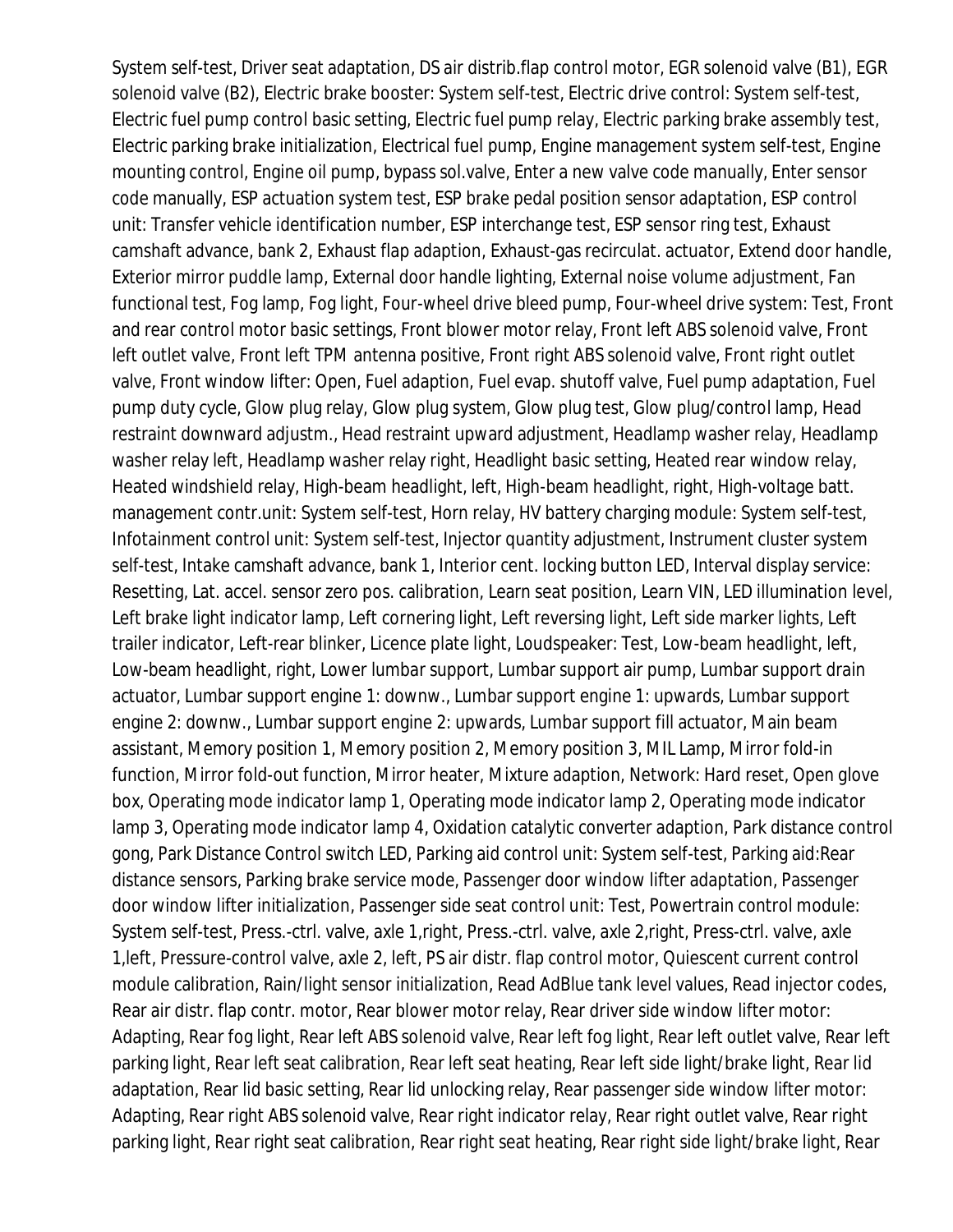System self-test, Driver seat adaptation, DS air distrib.flap control motor, EGR solenoid valve (B1), EGR solenoid valve (B2), Electric brake booster: System self-test, Electric drive control: System self-test, Electric fuel pump control basic setting, Electric fuel pump relay, Electric parking brake assembly test, Electric parking brake initialization, Electrical fuel pump, Engine management system self-test, Engine mounting control, Engine oil pump, bypass sol.valve, Enter a new valve code manually, Enter sensor code manually, ESP actuation system test, ESP brake pedal position sensor adaptation, ESP control unit: Transfer vehicle identification number, ESP interchange test, ESP sensor ring test, Exhaust camshaft advance, bank 2, Exhaust flap adaption, Exhaust-gas recirculat. actuator, Extend door handle, Exterior mirror puddle lamp, External door handle lighting, External noise volume adjustment, Fan functional test, Fog lamp, Fog light, Four-wheel drive bleed pump, Four-wheel drive system: Test, Front and rear control motor basic settings, Front blower motor relay, Front left ABS solenoid valve, Front left outlet valve, Front left TPM antenna positive, Front right ABS solenoid valve, Front right outlet valve, Front window lifter: Open, Fuel adaption, Fuel evap. shutoff valve, Fuel pump adaptation, Fuel pump duty cycle, Glow plug relay, Glow plug system, Glow plug test, Glow plug/control lamp, Head restraint downward adjustm., Head restraint upward adjustment, Headlamp washer relay, Headlamp washer relay left, Headlamp washer relay right, Headlight basic setting, Heated rear window relay, Heated windshield relay, High-beam headlight, left, High-beam headlight, right, High-voltage batt. management contr.unit: System self-test, Horn relay, HV battery charging module: System self-test, Infotainment control unit: System self-test, Injector quantity adjustment, Instrument cluster system self-test, Intake camshaft advance, bank 1, Interior cent. locking button LED, Interval display service: Resetting, Lat. accel. sensor zero pos. calibration, Learn seat position, Learn VIN, LED illumination level, Left brake light indicator lamp, Left cornering light, Left reversing light, Left side marker lights, Left trailer indicator, Left-rear blinker, Licence plate light, Loudspeaker: Test, Low-beam headlight, left, Low-beam headlight, right, Lower lumbar support, Lumbar support air pump, Lumbar support drain actuator, Lumbar support engine 1: downw., Lumbar support engine 1: upwards, Lumbar support engine 2: downw., Lumbar support engine 2: upwards, Lumbar support fill actuator, Main beam assistant, Memory position 1, Memory position 2, Memory position 3, MIL Lamp, Mirror fold-in function, Mirror fold-out function, Mirror heater, Mixture adaption, Network: Hard reset, Open glove box, Operating mode indicator lamp 1, Operating mode indicator lamp 2, Operating mode indicator lamp 3, Operating mode indicator lamp 4, Oxidation catalytic converter adaption, Park distance control gong, Park Distance Control switch LED, Parking aid control unit: System self-test, Parking aid:Rear distance sensors, Parking brake service mode, Passenger door window lifter adaptation, Passenger door window lifter initialization, Passenger side seat control unit: Test, Powertrain control module: System self-test, Press.-ctrl. valve, axle 1,right, Press.-ctrl. valve, axle 2,right, Press-ctrl. valve, axle 1,left, Pressure-control valve, axle 2, left, PS air distr. flap control motor, Quiescent current control module calibration, Rain/light sensor initialization, Read AdBlue tank level values, Read injector codes, Rear air distr. flap contr. motor, Rear blower motor relay, Rear driver side window lifter motor: Adapting, Rear fog light, Rear left ABS solenoid valve, Rear left fog light, Rear left outlet valve, Rear left parking light, Rear left seat calibration, Rear left seat heating, Rear left side light/brake light, Rear lid adaptation, Rear lid basic setting, Rear lid unlocking relay, Rear passenger side window lifter motor: Adapting, Rear right ABS solenoid valve, Rear right indicator relay, Rear right outlet valve, Rear right parking light, Rear right seat calibration, Rear right seat heating, Rear right side light/brake light, Rear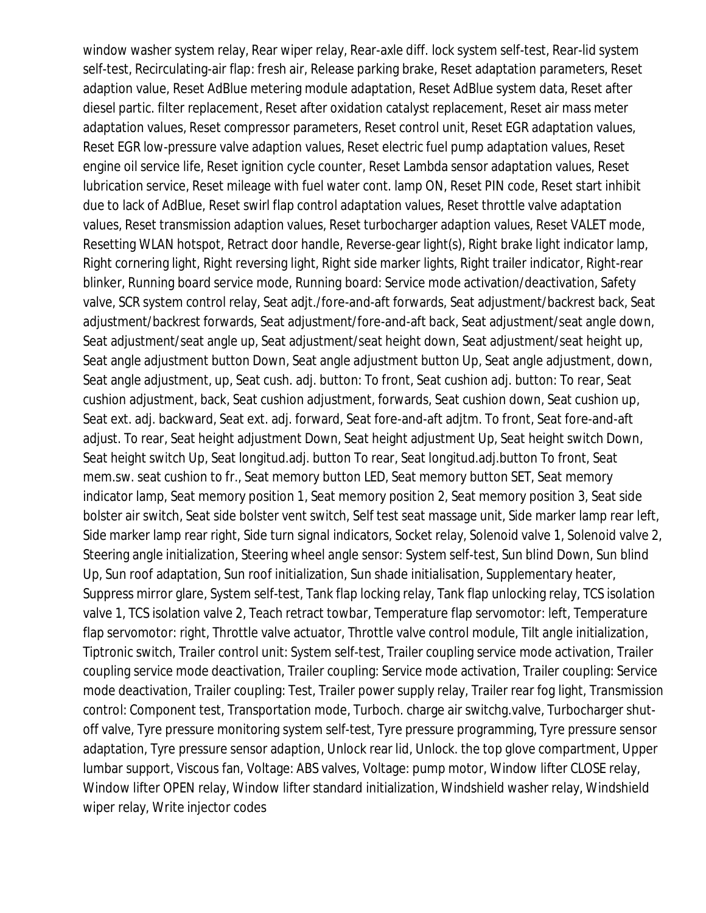window washer system relay, Rear wiper relay, Rear-axle diff. lock system self-test, Rear-lid system self-test, Recirculating-air flap: fresh air, Release parking brake, Reset adaptation parameters, Reset adaption value, Reset AdBlue metering module adaptation, Reset AdBlue system data, Reset after diesel partic. filter replacement, Reset after oxidation catalyst replacement, Reset air mass meter adaptation values, Reset compressor parameters, Reset control unit, Reset EGR adaptation values, Reset EGR low-pressure valve adaption values, Reset electric fuel pump adaptation values, Reset engine oil service life, Reset ignition cycle counter, Reset Lambda sensor adaptation values, Reset lubrication service, Reset mileage with fuel water cont. lamp ON, Reset PIN code, Reset start inhibit due to lack of AdBlue, Reset swirl flap control adaptation values, Reset throttle valve adaptation values, Reset transmission adaption values, Reset turbocharger adaption values, Reset VALET mode, Resetting WLAN hotspot, Retract door handle, Reverse-gear light(s), Right brake light indicator lamp, Right cornering light, Right reversing light, Right side marker lights, Right trailer indicator, Right-rear blinker, Running board service mode, Running board: Service mode activation/deactivation, Safety valve, SCR system control relay, Seat adjt./fore-and-aft forwards, Seat adjustment/backrest back, Seat adjustment/backrest forwards, Seat adjustment/fore-and-aft back, Seat adjustment/seat angle down, Seat adjustment/seat angle up, Seat adjustment/seat height down, Seat adjustment/seat height up, Seat angle adjustment button Down, Seat angle adjustment button Up, Seat angle adjustment, down, Seat angle adjustment, up, Seat cush. adj. button: To front, Seat cushion adj. button: To rear, Seat cushion adjustment, back, Seat cushion adjustment, forwards, Seat cushion down, Seat cushion up, Seat ext. adj. backward, Seat ext. adj. forward, Seat fore-and-aft adjtm. To front, Seat fore-and-aft adjust. To rear, Seat height adjustment Down, Seat height adjustment Up, Seat height switch Down, Seat height switch Up, Seat longitud.adj. button To rear, Seat longitud.adj.button To front, Seat mem.sw. seat cushion to fr., Seat memory button LED, Seat memory button SET, Seat memory indicator lamp, Seat memory position 1, Seat memory position 2, Seat memory position 3, Seat side bolster air switch, Seat side bolster vent switch, Self test seat massage unit, Side marker lamp rear left, Side marker lamp rear right, Side turn signal indicators, Socket relay, Solenoid valve 1, Solenoid valve 2, Steering angle initialization, Steering wheel angle sensor: System self-test, Sun blind Down, Sun blind Up, Sun roof adaptation, Sun roof initialization, Sun shade initialisation, Supplementary heater, Suppress mirror glare, System self-test, Tank flap locking relay, Tank flap unlocking relay, TCS isolation valve 1, TCS isolation valve 2, Teach retract towbar, Temperature flap servomotor: left, Temperature flap servomotor: right, Throttle valve actuator, Throttle valve control module, Tilt angle initialization, Tiptronic switch, Trailer control unit: System self-test, Trailer coupling service mode activation, Trailer coupling service mode deactivation, Trailer coupling: Service mode activation, Trailer coupling: Service mode deactivation, Trailer coupling: Test, Trailer power supply relay, Trailer rear fog light, Transmission control: Component test, Transportation mode, Turboch. charge air switchg.valve, Turbocharger shut-off valve, Tyre pressure monitoring system self-test, Tyre pressure programming, Tyre pressure sensor adaptation, Tyre pressure sensor adaption, Unlock rear lid, Unlock. the top glove compartment, Upper lumbar support, Viscous fan, Voltage: ABS valves, Voltage: pump motor, Window lifter CLOSE relay, Window lifter OPEN relay, Window lifter standard initialization, Windshield washer relay, Windshield wiper relay, Write injector codes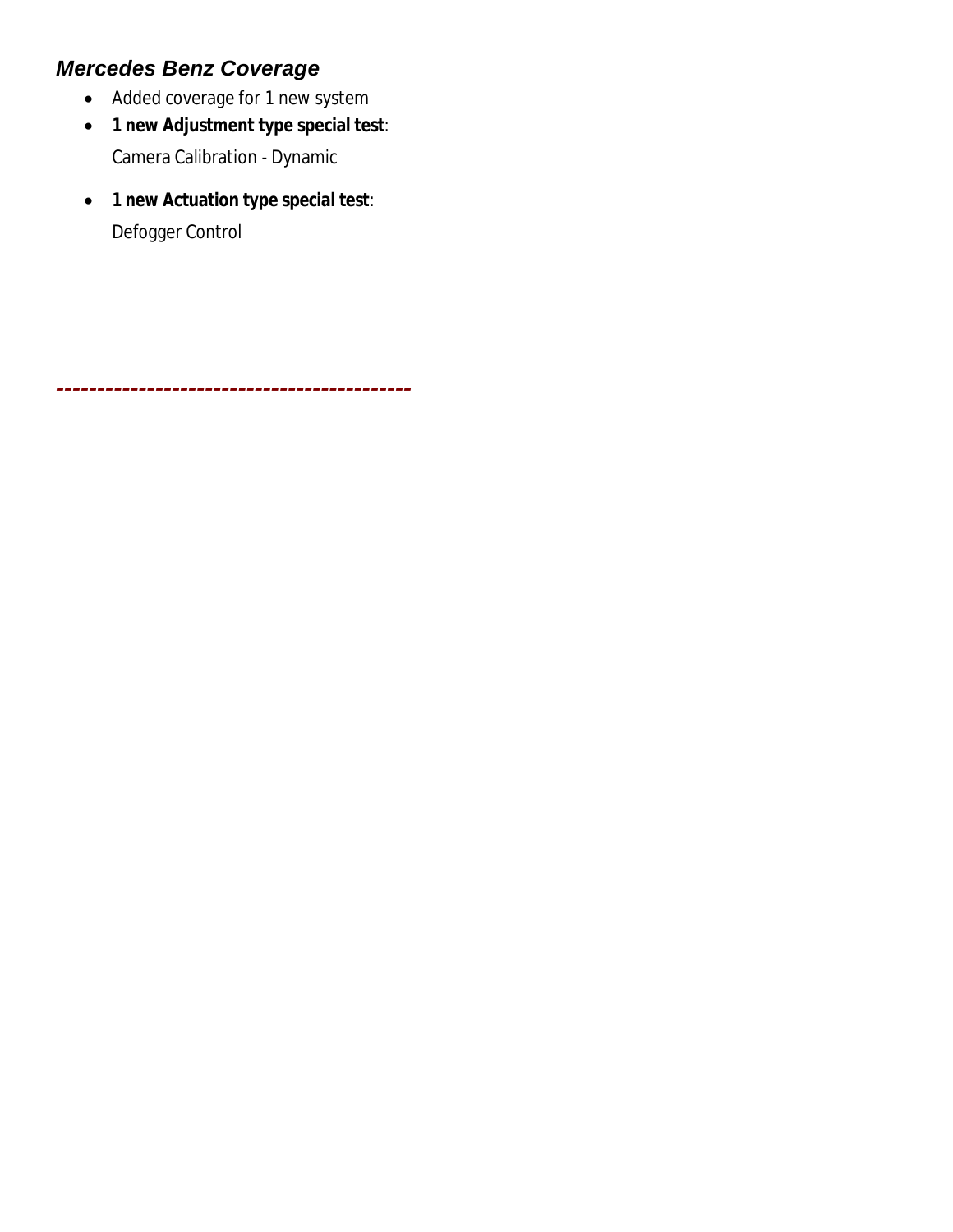### ***Mercedes Benz Coverage***

- Added coverage for 1 new system
- **1 new Adjustment type special test**:
  Camera Calibration - Dynamic
- **1 new Actuation type special test**:
  Defogger Control

***-----------------------------------------***